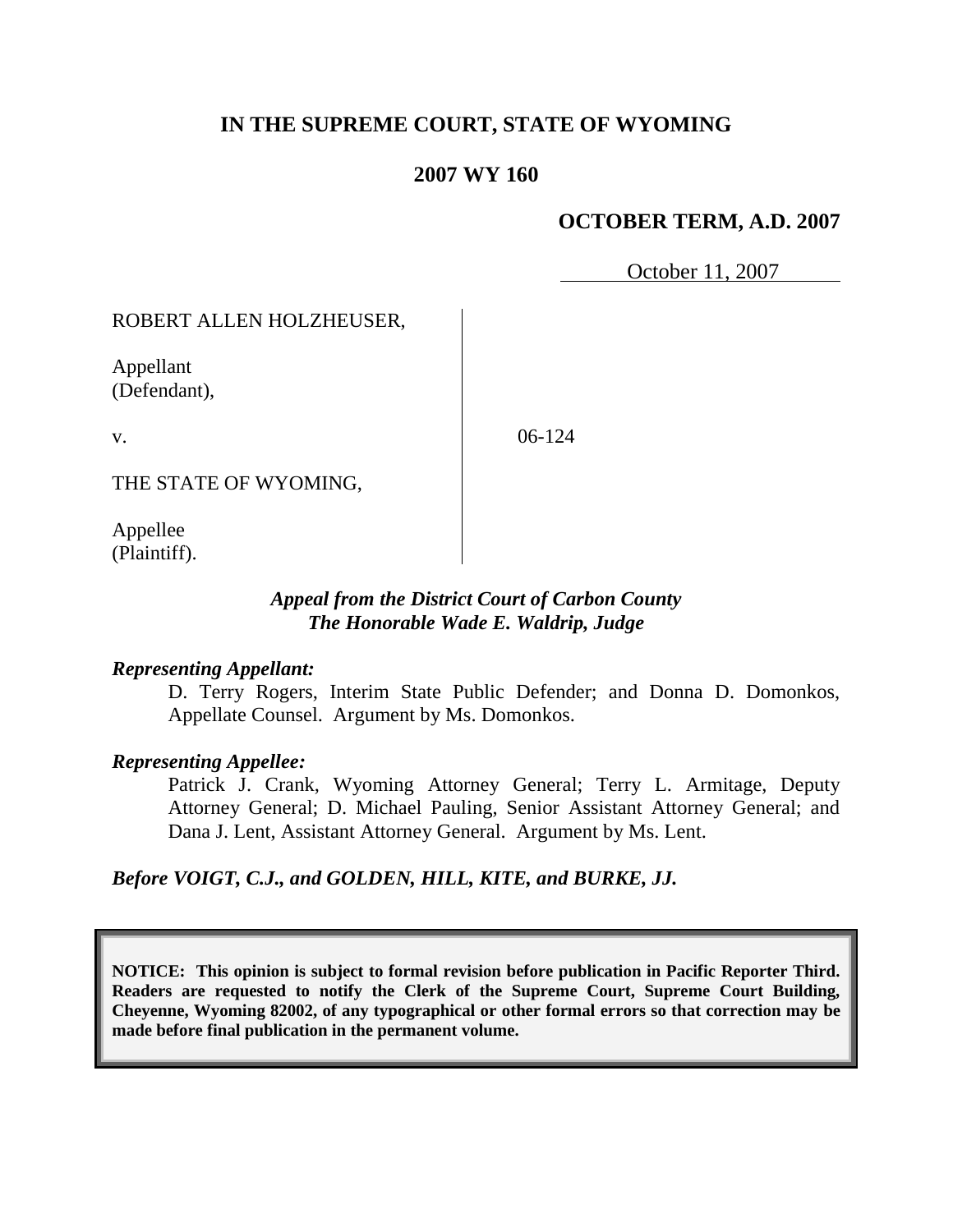**IN THE SUPREME COURT, STATE OF WYOMING**

**2007 WY 160**

**OCTOBER TERM, A.D. 2007**

October 11, 2007

| | |
|---|---|
| ROBERT ALLEN HOLZHEUSER,<br><br>Appellant<br>(Defendant),<br><br>v.<br><br>THE STATE OF WYOMING,<br><br>Appellee<br>(Plaintiff). | 06-124 |

***Appeal from the District Court of Carbon County***
***The Honorable Wade E. Waldrip, Judge***

***Representing Appellant:***

D. Terry Rogers, Interim State Public Defender; and Donna D. Domonkos, Appellate Counsel. Argument by Ms. Domonkos.

***Representing Appellee:***

Patrick J. Crank, Wyoming Attorney General; Terry L. Armitage, Deputy Attorney General; D. Michael Pauling, Senior Assistant Attorney General; and Dana J. Lent, Assistant Attorney General. Argument by Ms. Lent.

***Before VOIGT, C.J., and GOLDEN, HILL, KITE, and BURKE, JJ.***

**NOTICE: This opinion is subject to formal revision before publication in Pacific Reporter Third. Readers are requested to notify the Clerk of the Supreme Court, Supreme Court Building, Cheyenne, Wyoming 82002, of any typographical or other formal errors so that correction may be made before final publication in the permanent volume.**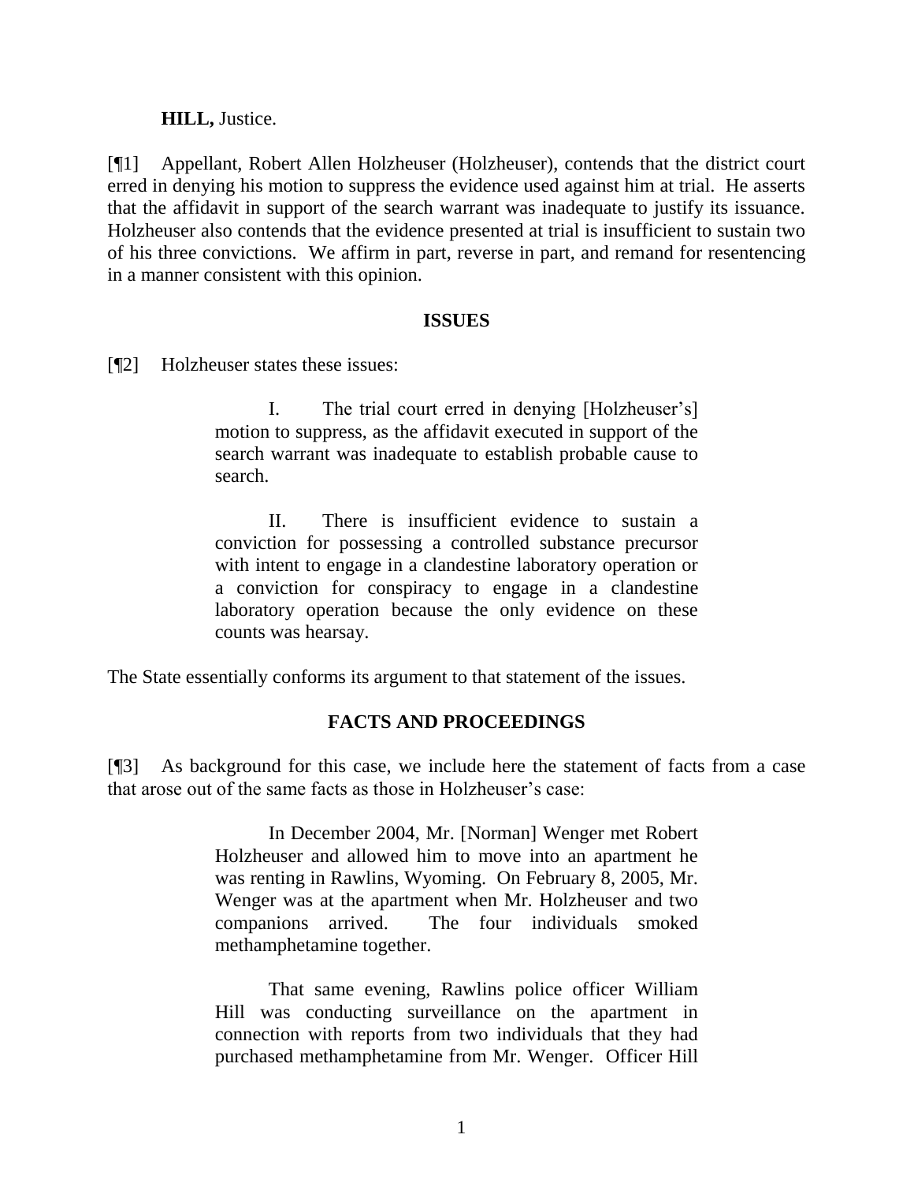**HILL,** Justice.

[¶1] Appellant, Robert Allen Holzheuser (Holzheuser), contends that the district court erred in denying his motion to suppress the evidence used against him at trial. He asserts that the affidavit in support of the search warrant was inadequate to justify its issuance. Holzheuser also contends that the evidence presented at trial is insufficient to sustain two of his three convictions. We affirm in part, reverse in part, and remand for resentencing in a manner consistent with this opinion.

## ISSUES

[¶2] Holzheuser states these issues:

> I. The trial court erred in denying [Holzheuser's] motion to suppress, as the affidavit executed in support of the search warrant was inadequate to establish probable cause to search.
>
> II. There is insufficient evidence to sustain a conviction for possessing a controlled substance precursor with intent to engage in a clandestine laboratory operation or a conviction for conspiracy to engage in a clandestine laboratory operation because the only evidence on these counts was hearsay.

The State essentially conforms its argument to that statement of the issues.

## FACTS AND PROCEEDINGS

[¶3] As background for this case, we include here the statement of facts from a case that arose out of the same facts as those in Holzheuser's case:

> In December 2004, Mr. [Norman] Wenger met Robert Holzheuser and allowed him to move into an apartment he was renting in Rawlins, Wyoming. On February 8, 2005, Mr. Wenger was at the apartment when Mr. Holzheuser and two companions arrived. The four individuals smoked methamphetamine together.
>
> That same evening, Rawlins police officer William Hill was conducting surveillance on the apartment in connection with reports from two individuals that they had purchased methamphetamine from Mr. Wenger. Officer Hill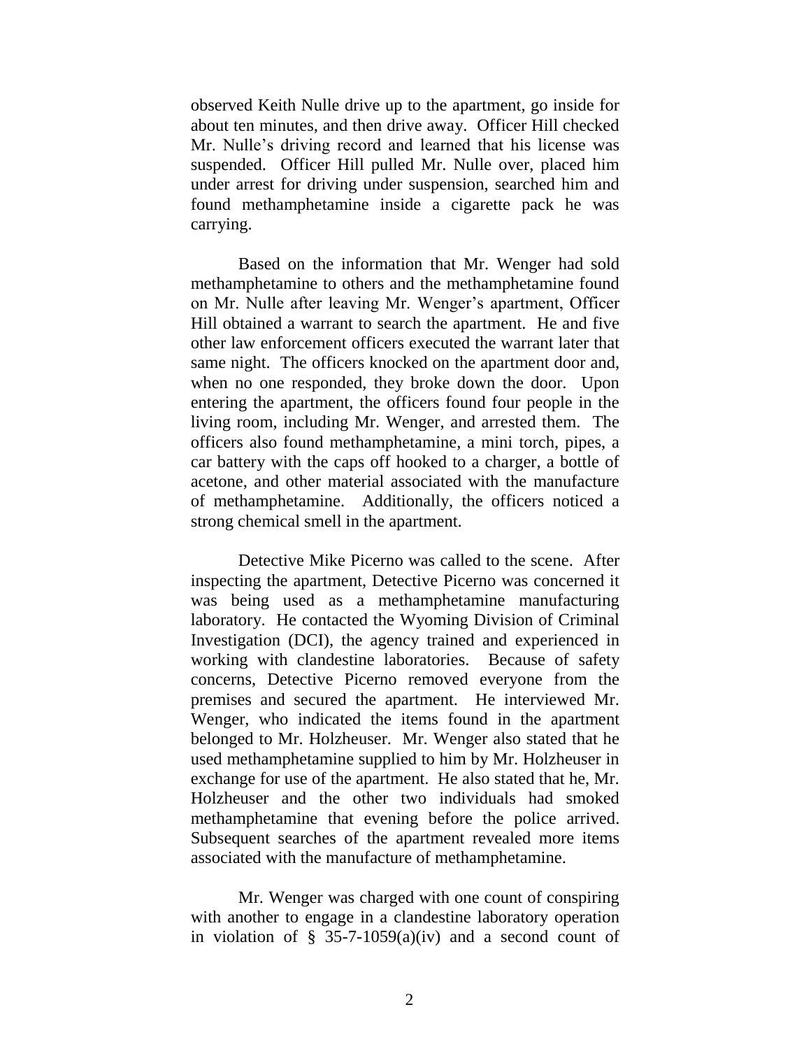observed Keith Nulle drive up to the apartment, go inside for about ten minutes, and then drive away. Officer Hill checked Mr. Nulle's driving record and learned that his license was suspended. Officer Hill pulled Mr. Nulle over, placed him under arrest for driving under suspension, searched him and found methamphetamine inside a cigarette pack he was carrying.

Based on the information that Mr. Wenger had sold methamphetamine to others and the methamphetamine found on Mr. Nulle after leaving Mr. Wenger's apartment, Officer Hill obtained a warrant to search the apartment. He and five other law enforcement officers executed the warrant later that same night. The officers knocked on the apartment door and, when no one responded, they broke down the door. Upon entering the apartment, the officers found four people in the living room, including Mr. Wenger, and arrested them. The officers also found methamphetamine, a mini torch, pipes, a car battery with the caps off hooked to a charger, a bottle of acetone, and other material associated with the manufacture of methamphetamine. Additionally, the officers noticed a strong chemical smell in the apartment.

Detective Mike Picerno was called to the scene. After inspecting the apartment, Detective Picerno was concerned it was being used as a methamphetamine manufacturing laboratory. He contacted the Wyoming Division of Criminal Investigation (DCI), the agency trained and experienced in working with clandestine laboratories. Because of safety concerns, Detective Picerno removed everyone from the premises and secured the apartment. He interviewed Mr. Wenger, who indicated the items found in the apartment belonged to Mr. Holzheuser. Mr. Wenger also stated that he used methamphetamine supplied to him by Mr. Holzheuser in exchange for use of the apartment. He also stated that he, Mr. Holzheuser and the other two individuals had smoked methamphetamine that evening before the police arrived. Subsequent searches of the apartment revealed more items associated with the manufacture of methamphetamine.

Mr. Wenger was charged with one count of conspiring with another to engage in a clandestine laboratory operation in violation of § 35-7-1059(a)(iv) and a second count of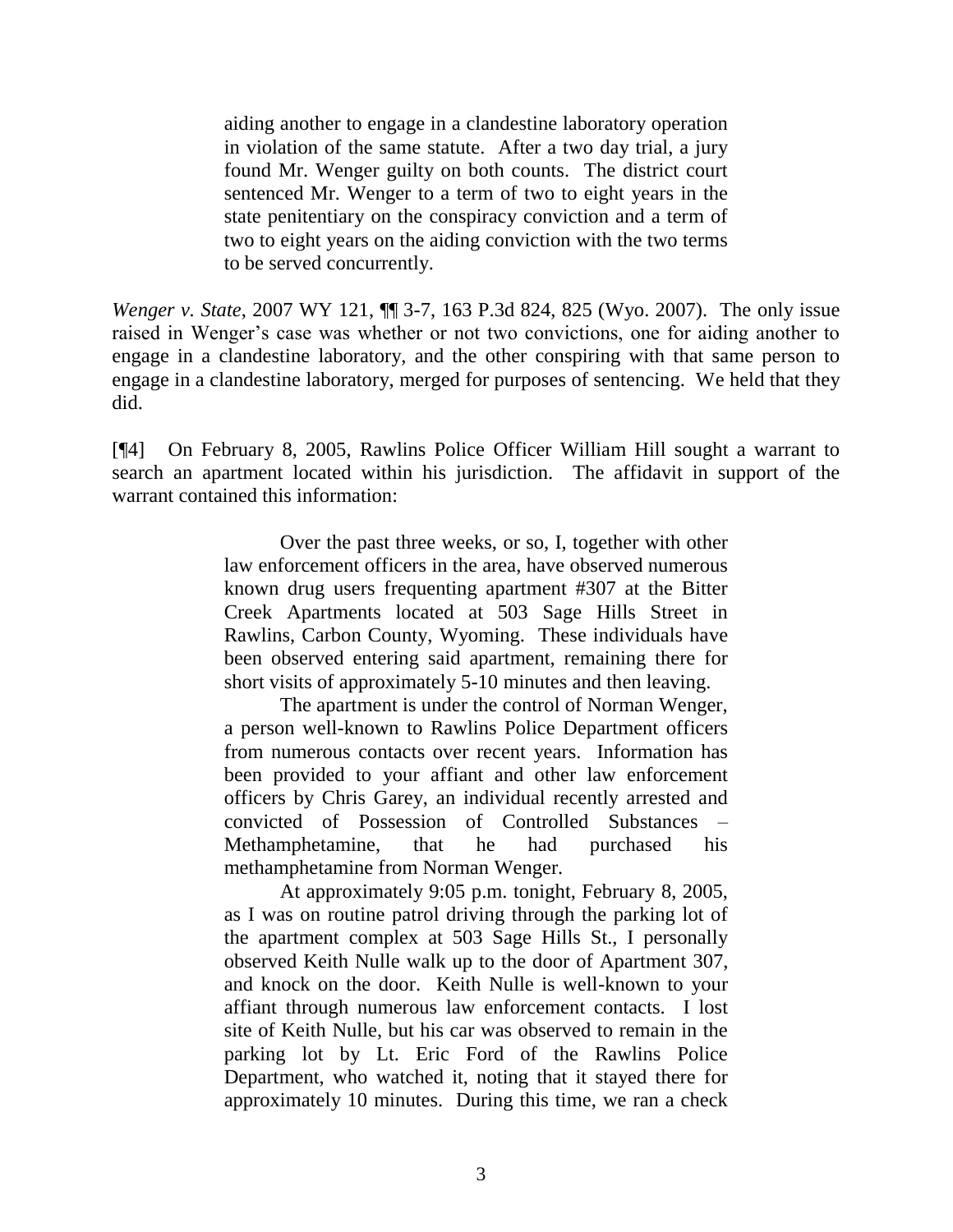> aiding another to engage in a clandestine laboratory operation in violation of the same statute. After a two day trial, a jury found Mr. Wenger guilty on both counts. The district court sentenced Mr. Wenger to a term of two to eight years in the state penitentiary on the conspiracy conviction and a term of two to eight years on the aiding conviction with the two terms to be served concurrently.

*Wenger v. State*, 2007 WY 121, ¶¶ 3-7, 163 P.3d 824, 825 (Wyo. 2007). The only issue raised in Wenger's case was whether or not two convictions, one for aiding another to engage in a clandestine laboratory, and the other conspiring with that same person to engage in a clandestine laboratory, merged for purposes of sentencing. We held that they did.

[¶4] On February 8, 2005, Rawlins Police Officer William Hill sought a warrant to search an apartment located within his jurisdiction. The affidavit in support of the warrant contained this information:

> Over the past three weeks, or so, I, together with other law enforcement officers in the area, have observed numerous known drug users frequenting apartment #307 at the Bitter Creek Apartments located at 503 Sage Hills Street in Rawlins, Carbon County, Wyoming. These individuals have been observed entering said apartment, remaining there for short visits of approximately 5-10 minutes and then leaving.
>
> The apartment is under the control of Norman Wenger, a person well-known to Rawlins Police Department officers from numerous contacts over recent years. Information has been provided to your affiant and other law enforcement officers by Chris Garey, an individual recently arrested and convicted of Possession of Controlled Substances – Methamphetamine, that he had purchased his methamphetamine from Norman Wenger.
>
> At approximately 9:05 p.m. tonight, February 8, 2005, as I was on routine patrol driving through the parking lot of the apartment complex at 503 Sage Hills St., I personally observed Keith Nulle walk up to the door of Apartment 307, and knock on the door. Keith Nulle is well-known to your affiant through numerous law enforcement contacts. I lost site of Keith Nulle, but his car was observed to remain in the parking lot by Lt. Eric Ford of the Rawlins Police Department, who watched it, noting that it stayed there for approximately 10 minutes. During this time, we ran a check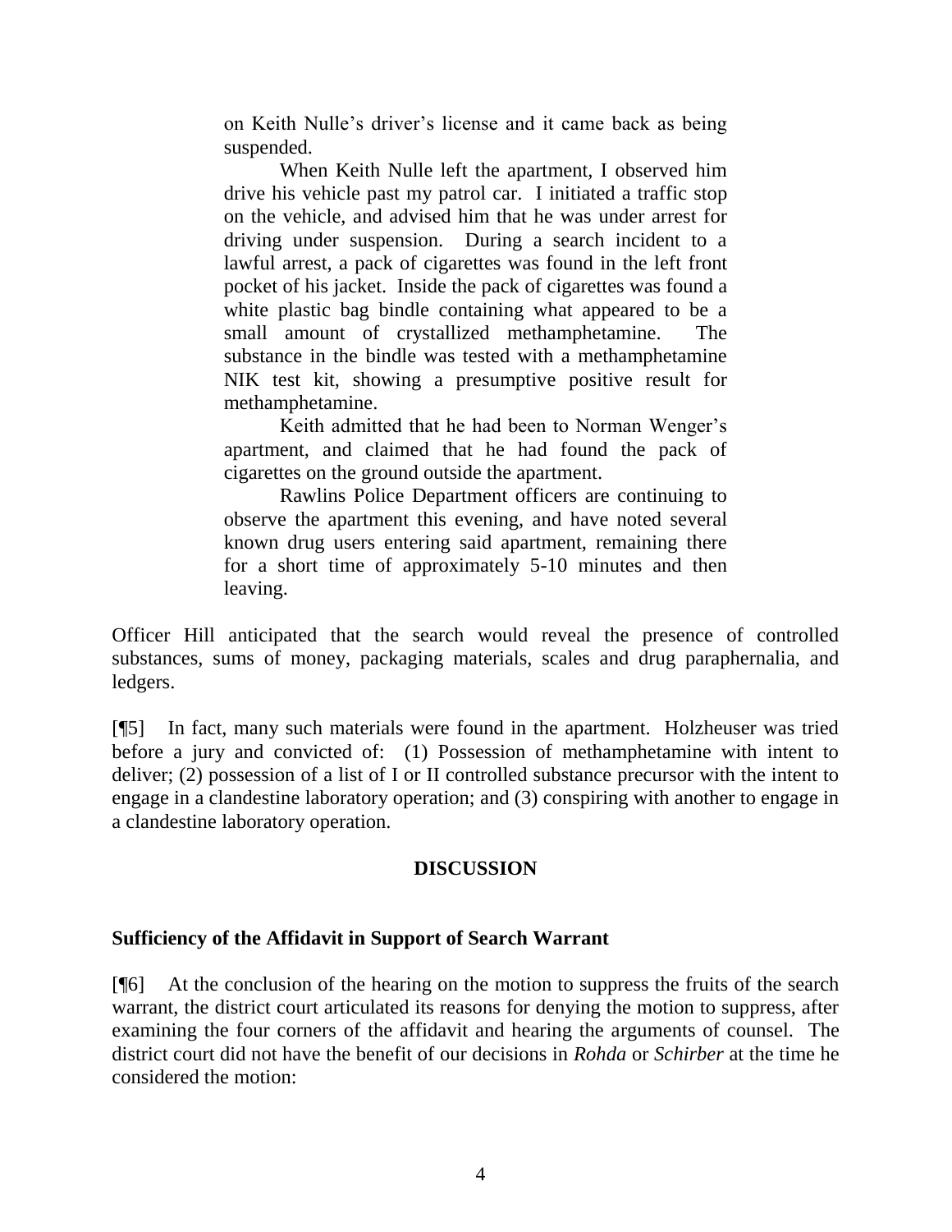> on Keith Nulle's driver's license and it came back as being suspended.
>
> When Keith Nulle left the apartment, I observed him drive his vehicle past my patrol car. I initiated a traffic stop on the vehicle, and advised him that he was under arrest for driving under suspension. During a search incident to a lawful arrest, a pack of cigarettes was found in the left front pocket of his jacket. Inside the pack of cigarettes was found a white plastic bag bindle containing what appeared to be a small amount of crystallized methamphetamine. The substance in the bindle was tested with a methamphetamine NIK test kit, showing a presumptive positive result for methamphetamine.
>
> Keith admitted that he had been to Norman Wenger's apartment, and claimed that he had found the pack of cigarettes on the ground outside the apartment.
>
> Rawlins Police Department officers are continuing to observe the apartment this evening, and have noted several known drug users entering said apartment, remaining there for a short time of approximately 5-10 minutes and then leaving.

Officer Hill anticipated that the search would reveal the presence of controlled substances, sums of money, packaging materials, scales and drug paraphernalia, and ledgers.

[¶5] In fact, many such materials were found in the apartment. Holzheuser was tried before a jury and convicted of: (1) Possession of methamphetamine with intent to deliver; (2) possession of a list of I or II controlled substance precursor with the intent to engage in a clandestine laboratory operation; and (3) conspiring with another to engage in a clandestine laboratory operation.

## DISCUSSION

**Sufficiency of the Affidavit in Support of Search Warrant**

[¶6] At the conclusion of the hearing on the motion to suppress the fruits of the search warrant, the district court articulated its reasons for denying the motion to suppress, after examining the four corners of the affidavit and hearing the arguments of counsel. The district court did not have the benefit of our decisions in *Rohda* or *Schirber* at the time he considered the motion: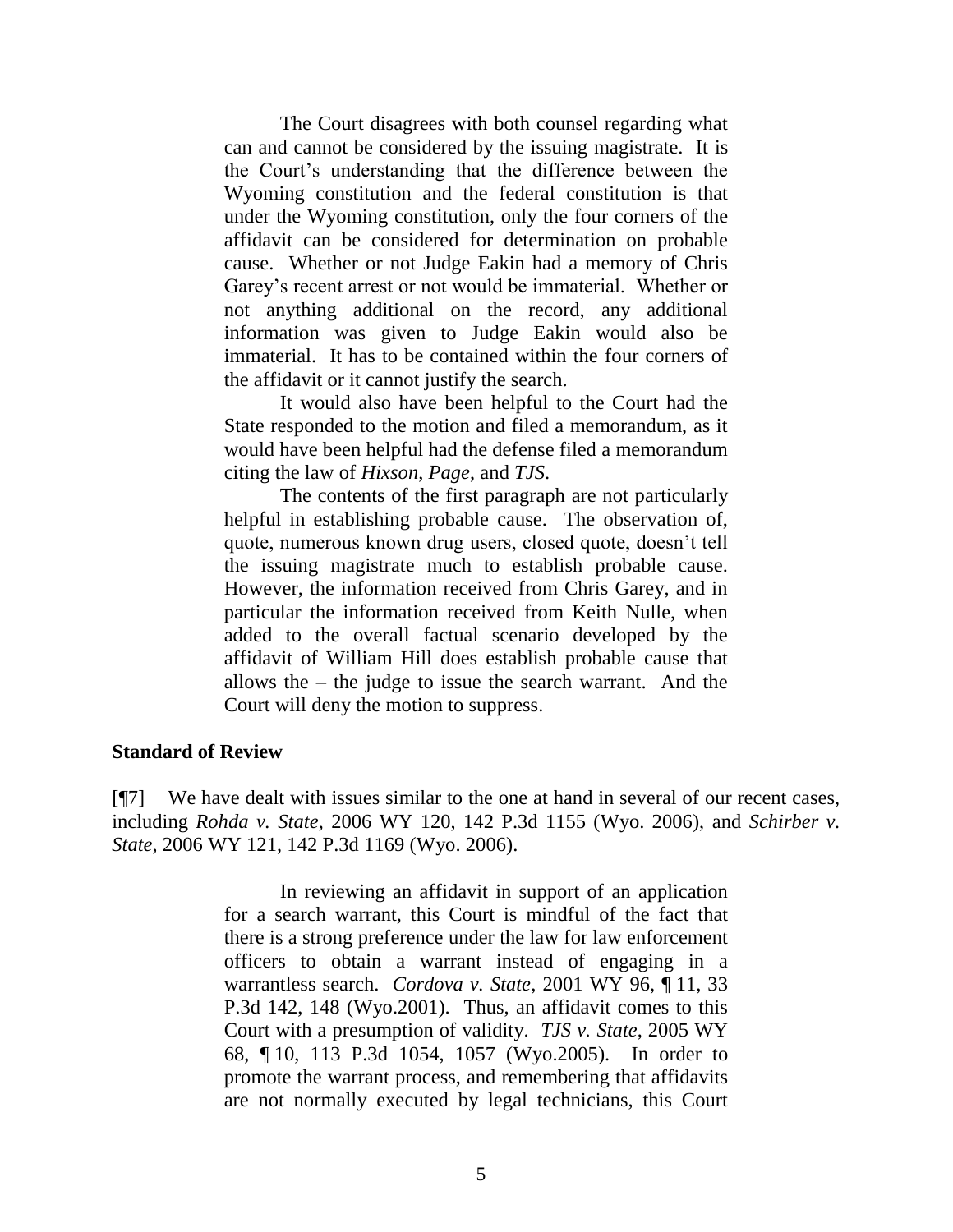The Court disagrees with both counsel regarding what can and cannot be considered by the issuing magistrate. It is the Court's understanding that the difference between the Wyoming constitution and the federal constitution is that under the Wyoming constitution, only the four corners of the affidavit can be considered for determination on probable cause. Whether or not Judge Eakin had a memory of Chris Garey's recent arrest or not would be immaterial. Whether or not anything additional on the record, any additional information was given to Judge Eakin would also be immaterial. It has to be contained within the four corners of the affidavit or it cannot justify the search.

It would also have been helpful to the Court had the State responded to the motion and filed a memorandum, as it would have been helpful had the defense filed a memorandum citing the law of *Hixson*, *Page*, and *TJS*.

The contents of the first paragraph are not particularly helpful in establishing probable cause. The observation of, quote, numerous known drug users, closed quote, doesn't tell the issuing magistrate much to establish probable cause. However, the information received from Chris Garey, and in particular the information received from Keith Nulle, when added to the overall factual scenario developed by the affidavit of William Hill does establish probable cause that allows the – the judge to issue the search warrant. And the Court will deny the motion to suppress.

### Standard of Review

[¶7] We have dealt with issues similar to the one at hand in several of our recent cases, including *Rohda v. State*, 2006 WY 120, 142 P.3d 1155 (Wyo. 2006), and *Schirber v. State*, 2006 WY 121, 142 P.3d 1169 (Wyo. 2006).

> In reviewing an affidavit in support of an application for a search warrant, this Court is mindful of the fact that there is a strong preference under the law for law enforcement officers to obtain a warrant instead of engaging in a warrantless search. *Cordova v. State*, 2001 WY 96, ¶ 11, 33 P.3d 142, 148 (Wyo.2001). Thus, an affidavit comes to this Court with a presumption of validity. *TJS v. State*, 2005 WY 68, ¶ 10, 113 P.3d 1054, 1057 (Wyo.2005). In order to promote the warrant process, and remembering that affidavits are not normally executed by legal technicians, this Court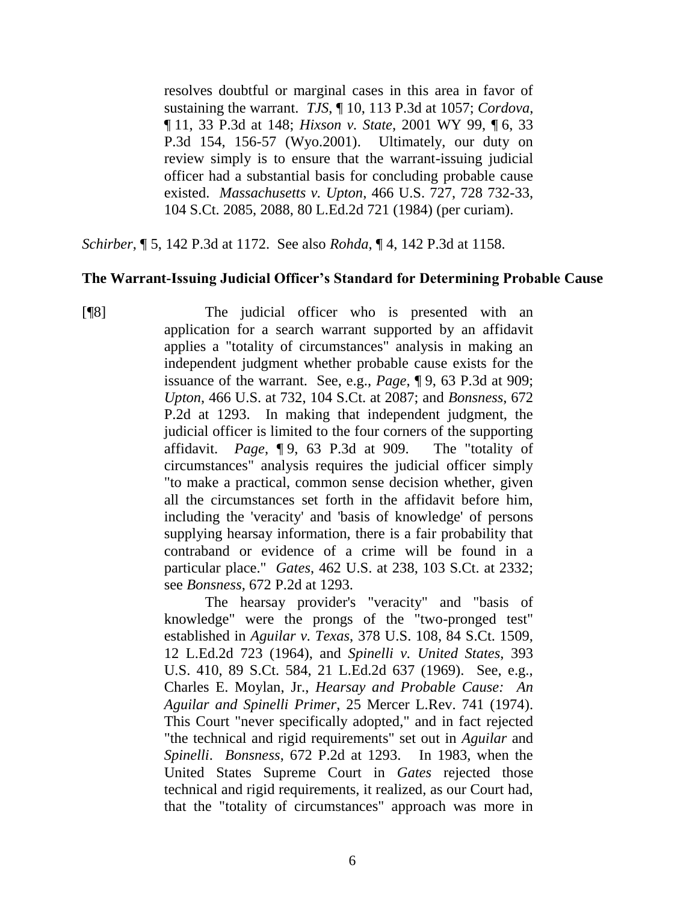> resolves doubtful or marginal cases in this area in favor of sustaining the warrant. *TJS*, ¶ 10, 113 P.3d at 1057; *Cordova*, ¶ 11, 33 P.3d at 148; *Hixson v. State*, 2001 WY 99, ¶ 6, 33 P.3d 154, 156-57 (Wyo.2001). Ultimately, our duty on review simply is to ensure that the warrant-issuing judicial officer had a substantial basis for concluding probable cause existed. *Massachusetts v. Upton*, 466 U.S. 727, 728 732-33, 104 S.Ct. 2085, 2088, 80 L.Ed.2d 721 (1984) (per curiam).

*Schirber*, ¶ 5, 142 P.3d at 1172. See also *Rohda*, ¶ 4, 142 P.3d at 1158.

**The Warrant-Issuing Judicial Officer's Standard for Determining Probable Cause**

[¶8]

> The judicial officer who is presented with an application for a search warrant supported by an affidavit applies a "totality of circumstances" analysis in making an independent judgment whether probable cause exists for the issuance of the warrant. See, e.g., *Page*, ¶ 9, 63 P.3d at 909; *Upton*, 466 U.S. at 732, 104 S.Ct. at 2087; and *Bonsness*, 672 P.2d at 1293. In making that independent judgment, the judicial officer is limited to the four corners of the supporting affidavit. *Page*, ¶ 9, 63 P.3d at 909. The "totality of circumstances" analysis requires the judicial officer simply "to make a practical, common sense decision whether, given all the circumstances set forth in the affidavit before him, including the 'veracity' and 'basis of knowledge' of persons supplying hearsay information, there is a fair probability that contraband or evidence of a crime will be found in a particular place." *Gates*, 462 U.S. at 238, 103 S.Ct. at 2332; see *Bonsness*, 672 P.2d at 1293.
>
> The hearsay provider's "veracity" and "basis of knowledge" were the prongs of the "two-pronged test" established in *Aguilar v. Texas*, 378 U.S. 108, 84 S.Ct. 1509, 12 L.Ed.2d 723 (1964), and *Spinelli v. United States*, 393 U.S. 410, 89 S.Ct. 584, 21 L.Ed.2d 637 (1969). See, e.g., Charles E. Moylan, Jr., *Hearsay and Probable Cause: An Aguilar and Spinelli Primer*, 25 Mercer L.Rev. 741 (1974). This Court "never specifically adopted," and in fact rejected "the technical and rigid requirements" set out in *Aguilar* and *Spinelli*. *Bonsness*, 672 P.2d at 1293. In 1983, when the United States Supreme Court in *Gates* rejected those technical and rigid requirements, it realized, as our Court had, that the "totality of circumstances" approach was more in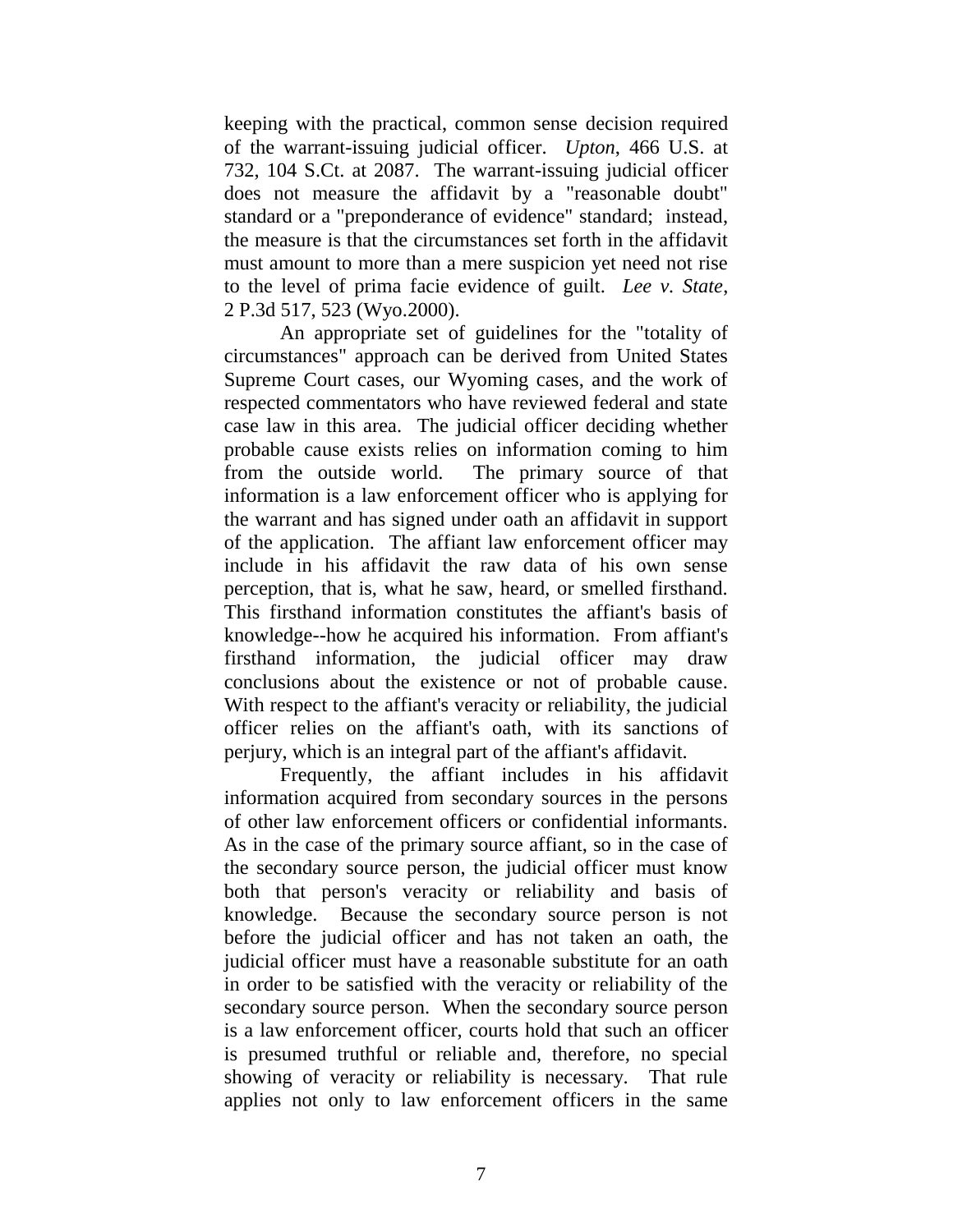keeping with the practical, common sense decision required of the warrant-issuing judicial officer. *Upton*, 466 U.S. at 732, 104 S.Ct. at 2087. The warrant-issuing judicial officer does not measure the affidavit by a "reasonable doubt" standard or a "preponderance of evidence" standard; instead, the measure is that the circumstances set forth in the affidavit must amount to more than a mere suspicion yet need not rise to the level of prima facie evidence of guilt. *Lee v. State*, 2 P.3d 517, 523 (Wyo.2000).

An appropriate set of guidelines for the "totality of circumstances" approach can be derived from United States Supreme Court cases, our Wyoming cases, and the work of respected commentators who have reviewed federal and state case law in this area. The judicial officer deciding whether probable cause exists relies on information coming to him from the outside world. The primary source of that information is a law enforcement officer who is applying for the warrant and has signed under oath an affidavit in support of the application. The affiant law enforcement officer may include in his affidavit the raw data of his own sense perception, that is, what he saw, heard, or smelled firsthand. This firsthand information constitutes the affiant's basis of knowledge--how he acquired his information. From affiant's firsthand information, the judicial officer may draw conclusions about the existence or not of probable cause. With respect to the affiant's veracity or reliability, the judicial officer relies on the affiant's oath, with its sanctions of perjury, which is an integral part of the affiant's affidavit.

Frequently, the affiant includes in his affidavit information acquired from secondary sources in the persons of other law enforcement officers or confidential informants. As in the case of the primary source affiant, so in the case of the secondary source person, the judicial officer must know both that person's veracity or reliability and basis of knowledge. Because the secondary source person is not before the judicial officer and has not taken an oath, the judicial officer must have a reasonable substitute for an oath in order to be satisfied with the veracity or reliability of the secondary source person. When the secondary source person is a law enforcement officer, courts hold that such an officer is presumed truthful or reliable and, therefore, no special showing of veracity or reliability is necessary. That rule applies not only to law enforcement officers in the same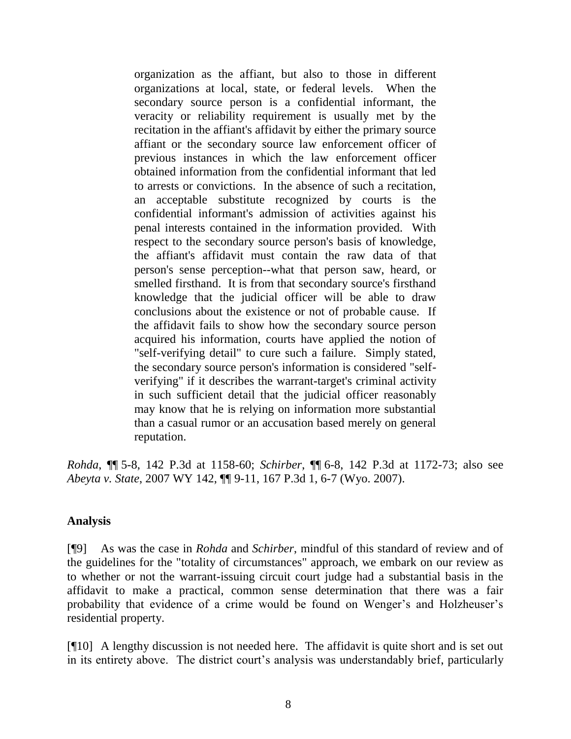> organization as the affiant, but also to those in different organizations at local, state, or federal levels. When the secondary source person is a confidential informant, the veracity or reliability requirement is usually met by the recitation in the affiant's affidavit by either the primary source affiant or the secondary source law enforcement officer of previous instances in which the law enforcement officer obtained information from the confidential informant that led to arrests or convictions. In the absence of such a recitation, an acceptable substitute recognized by courts is the confidential informant's admission of activities against his penal interests contained in the information provided. With respect to the secondary source person's basis of knowledge, the affiant's affidavit must contain the raw data of that person's sense perception--what that person saw, heard, or smelled firsthand. It is from that secondary source's firsthand knowledge that the judicial officer will be able to draw conclusions about the existence or not of probable cause. If the affidavit fails to show how the secondary source person acquired his information, courts have applied the notion of "self-verifying detail" to cure such a failure. Simply stated, the secondary source person's information is considered "self-verifying" if it describes the warrant-target's criminal activity in such sufficient detail that the judicial officer reasonably may know that he is relying on information more substantial than a casual rumor or an accusation based merely on general reputation.

*Rohda*, ¶¶ 5-8, 142 P.3d at 1158-60; *Schirber*, ¶¶ 6-8, 142 P.3d at 1172-73; also see *Abeyta v. State*, 2007 WY 142, ¶¶ 9-11, 167 P.3d 1, 6-7 (Wyo. 2007).

**Analysis**

[¶9] As was the case in *Rohda* and *Schirber*, mindful of this standard of review and of the guidelines for the "totality of circumstances" approach, we embark on our review as to whether or not the warrant-issuing circuit court judge had a substantial basis in the affidavit to make a practical, common sense determination that there was a fair probability that evidence of a crime would be found on Wenger's and Holzheuser's residential property.

[¶10] A lengthy discussion is not needed here. The affidavit is quite short and is set out in its entirety above. The district court's analysis was understandably brief, particularly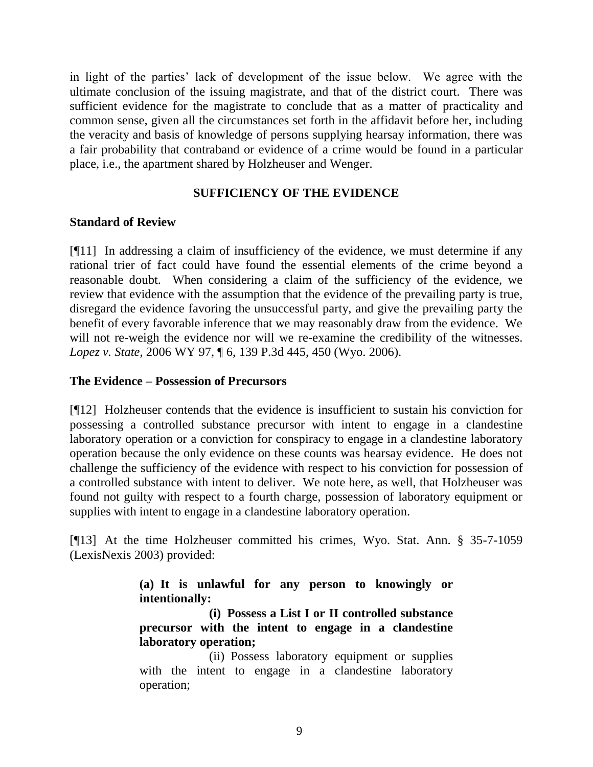in light of the parties' lack of development of the issue below. We agree with the ultimate conclusion of the issuing magistrate, and that of the district court. There was sufficient evidence for the magistrate to conclude that as a matter of practicality and common sense, given all the circumstances set forth in the affidavit before her, including the veracity and basis of knowledge of persons supplying hearsay information, there was a fair probability that contraband or evidence of a crime would be found in a particular place, i.e., the apartment shared by Holzheuser and Wenger.

## SUFFICIENCY OF THE EVIDENCE

### Standard of Review

[¶11] In addressing a claim of insufficiency of the evidence, we must determine if any rational trier of fact could have found the essential elements of the crime beyond a reasonable doubt. When considering a claim of the sufficiency of the evidence, we review that evidence with the assumption that the evidence of the prevailing party is true, disregard the evidence favoring the unsuccessful party, and give the prevailing party the benefit of every favorable inference that we may reasonably draw from the evidence. We will not re-weigh the evidence nor will we re-examine the credibility of the witnesses. *Lopez v. State*, 2006 WY 97, ¶ 6, 139 P.3d 445, 450 (Wyo. 2006).

### The Evidence – Possession of Precursors

[¶12] Holzheuser contends that the evidence is insufficient to sustain his conviction for possessing a controlled substance precursor with intent to engage in a clandestine laboratory operation or a conviction for conspiracy to engage in a clandestine laboratory operation because the only evidence on these counts was hearsay evidence. He does not challenge the sufficiency of the evidence with respect to his conviction for possession of a controlled substance with intent to deliver. We note here, as well, that Holzheuser was found not guilty with respect to a fourth charge, possession of laboratory equipment or supplies with intent to engage in a clandestine laboratory operation.

[¶13] At the time Holzheuser committed his crimes, Wyo. Stat. Ann. § 35-7-1059 (LexisNexis 2003) provided:

> **(a) It is unlawful for any person to knowingly or intentionally:**
>
> **(i) Possess a List I or II controlled substance precursor with the intent to engage in a clandestine laboratory operation;**
>
> (ii) Possess laboratory equipment or supplies with the intent to engage in a clandestine laboratory operation;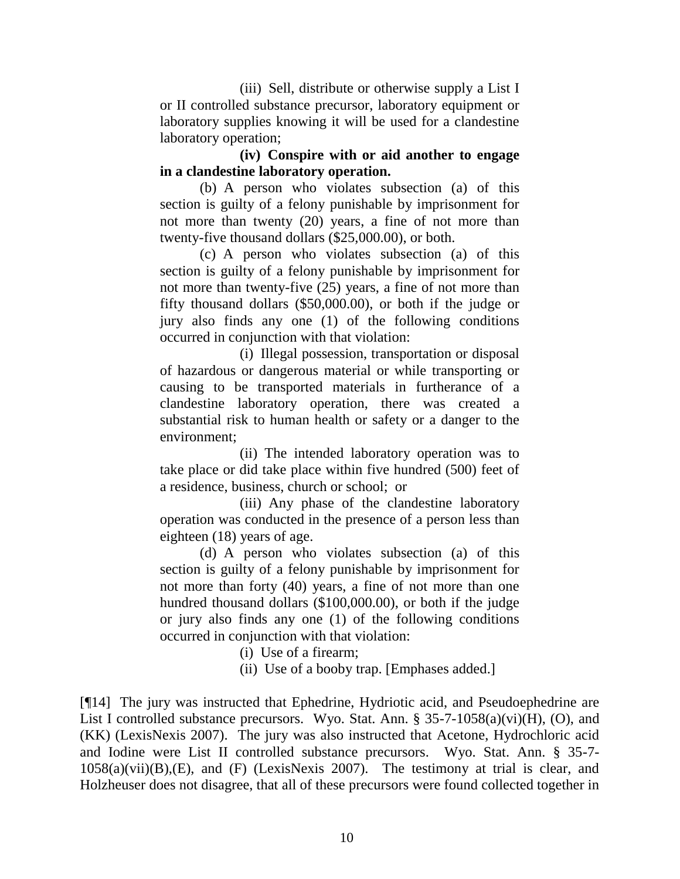(iii) Sell, distribute or otherwise supply a List I or II controlled substance precursor, laboratory equipment or laboratory supplies knowing it will be used for a clandestine laboratory operation;

**(iv) Conspire with or aid another to engage in a clandestine laboratory operation.**

(b) A person who violates subsection (a) of this section is guilty of a felony punishable by imprisonment for not more than twenty (20) years, a fine of not more than twenty-five thousand dollars ($25,000.00), or both.

(c) A person who violates subsection (a) of this section is guilty of a felony punishable by imprisonment for not more than twenty-five (25) years, a fine of not more than fifty thousand dollars ($50,000.00), or both if the judge or jury also finds any one (1) of the following conditions occurred in conjunction with that violation:

(i) Illegal possession, transportation or disposal of hazardous or dangerous material or while transporting or causing to be transported materials in furtherance of a clandestine laboratory operation, there was created a substantial risk to human health or safety or a danger to the environment;

(ii) The intended laboratory operation was to take place or did take place within five hundred (500) feet of a residence, business, church or school; or

(iii) Any phase of the clandestine laboratory operation was conducted in the presence of a person less than eighteen (18) years of age.

(d) A person who violates subsection (a) of this section is guilty of a felony punishable by imprisonment for not more than forty (40) years, a fine of not more than one hundred thousand dollars ($100,000.00), or both if the judge or jury also finds any one (1) of the following conditions occurred in conjunction with that violation:

(i) Use of a firearm;

(ii) Use of a booby trap. [Emphases added.]

[¶14] The jury was instructed that Ephedrine, Hydriotic acid, and Pseudoephedrine are List I controlled substance precursors. Wyo. Stat. Ann. § 35-7-1058(a)(vi)(H), (O), and (KK) (LexisNexis 2007). The jury was also instructed that Acetone, Hydrochloric acid and Iodine were List II controlled substance precursors. Wyo. Stat. Ann. § 35-7-1058(a)(vii)(B),(E), and (F) (LexisNexis 2007). The testimony at trial is clear, and Holzheuser does not disagree, that all of these precursors were found collected together in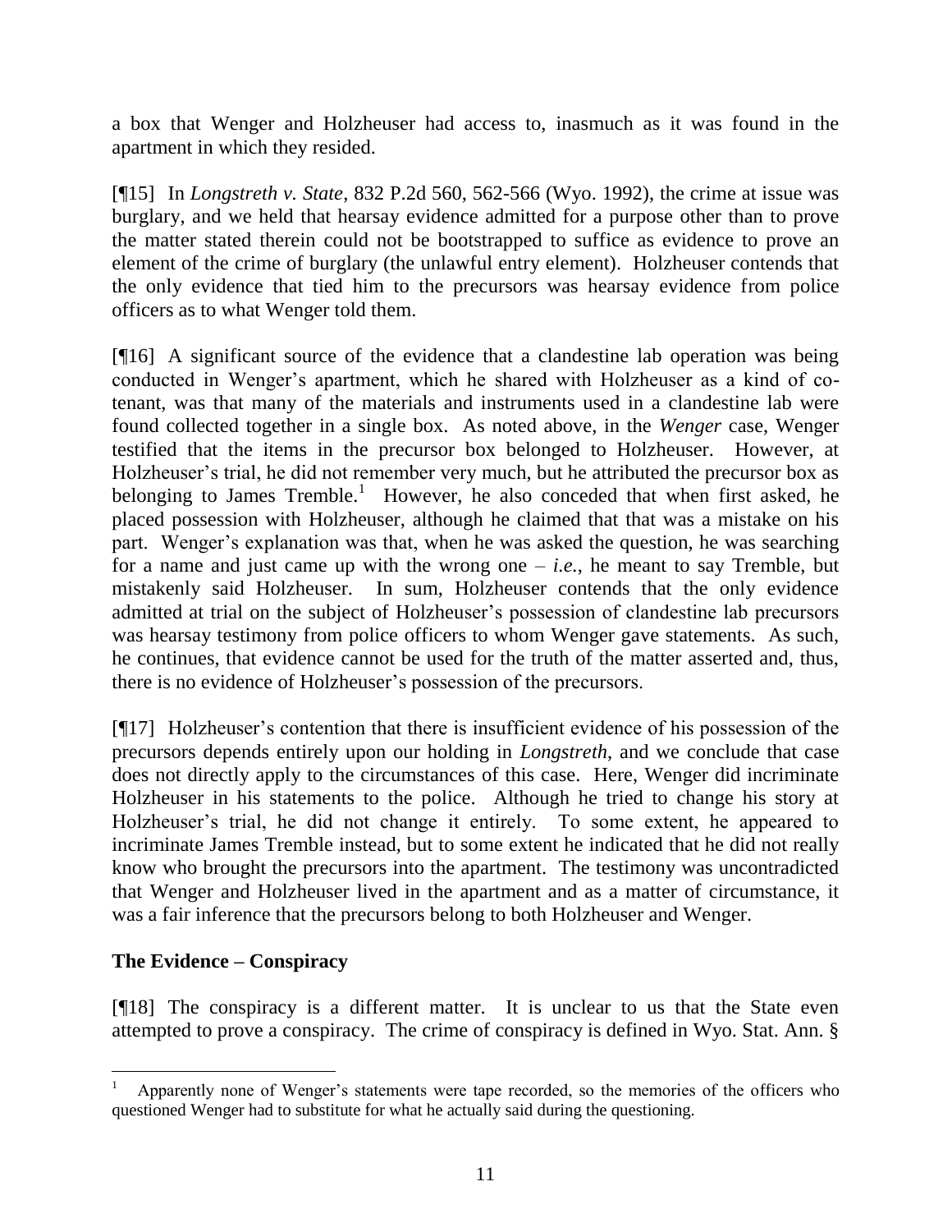a box that Wenger and Holzheuser had access to, inasmuch as it was found in the apartment in which they resided.

[¶15] In *Longstreth v. State*, 832 P.2d 560, 562-566 (Wyo. 1992), the crime at issue was burglary, and we held that hearsay evidence admitted for a purpose other than to prove the matter stated therein could not be bootstrapped to suffice as evidence to prove an element of the crime of burglary (the unlawful entry element). Holzheuser contends that the only evidence that tied him to the precursors was hearsay evidence from police officers as to what Wenger told them.

[¶16] A significant source of the evidence that a clandestine lab operation was being conducted in Wenger's apartment, which he shared with Holzheuser as a kind of co-tenant, was that many of the materials and instruments used in a clandestine lab were found collected together in a single box. As noted above, in the *Wenger* case, Wenger testified that the items in the precursor box belonged to Holzheuser. However, at Holzheuser's trial, he did not remember very much, but he attributed the precursor box as belonging to James Tremble.[1] However, he also conceded that when first asked, he placed possession with Holzheuser, although he claimed that that was a mistake on his part. Wenger's explanation was that, when he was asked the question, he was searching for a name and just came up with the wrong one – *i.e.*, he meant to say Tremble, but mistakenly said Holzheuser. In sum, Holzheuser contends that the only evidence admitted at trial on the subject of Holzheuser's possession of clandestine lab precursors was hearsay testimony from police officers to whom Wenger gave statements. As such, he continues, that evidence cannot be used for the truth of the matter asserted and, thus, there is no evidence of Holzheuser's possession of the precursors.

[¶17] Holzheuser's contention that there is insufficient evidence of his possession of the precursors depends entirely upon our holding in *Longstreth*, and we conclude that case does not directly apply to the circumstances of this case. Here, Wenger did incriminate Holzheuser in his statements to the police. Although he tried to change his story at Holzheuser's trial, he did not change it entirely. To some extent, he appeared to incriminate James Tremble instead, but to some extent he indicated that he did not really know who brought the precursors into the apartment. The testimony was uncontradicted that Wenger and Holzheuser lived in the apartment and as a matter of circumstance, it was a fair inference that the precursors belong to both Holzheuser and Wenger.

**The Evidence – Conspiracy**

[¶18] The conspiracy is a different matter. It is unclear to us that the State even attempted to prove a conspiracy. The crime of conspiracy is defined in Wyo. Stat. Ann. §

[1] Apparently none of Wenger's statements were tape recorded, so the memories of the officers who questioned Wenger had to substitute for what he actually said during the questioning.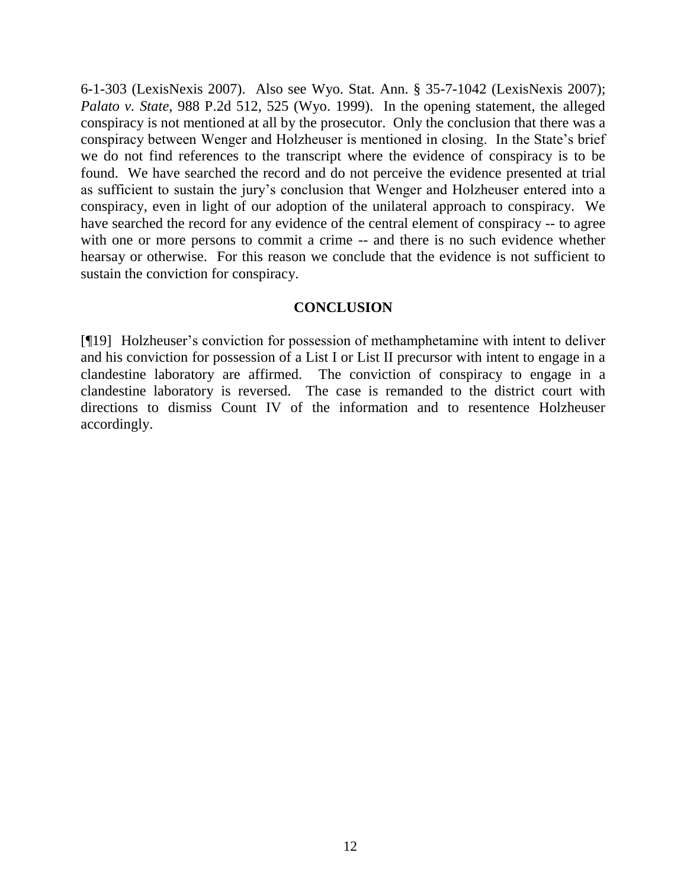6-1-303 (LexisNexis 2007). Also see Wyo. Stat. Ann. § 35-7-1042 (LexisNexis 2007); *Palato v. State*, 988 P.2d 512, 525 (Wyo. 1999). In the opening statement, the alleged conspiracy is not mentioned at all by the prosecutor. Only the conclusion that there was a conspiracy between Wenger and Holzheuser is mentioned in closing. In the State's brief we do not find references to the transcript where the evidence of conspiracy is to be found. We have searched the record and do not perceive the evidence presented at trial as sufficient to sustain the jury's conclusion that Wenger and Holzheuser entered into a conspiracy, even in light of our adoption of the unilateral approach to conspiracy. We have searched the record for any evidence of the central element of conspiracy -- to agree with one or more persons to commit a crime -- and there is no such evidence whether hearsay or otherwise. For this reason we conclude that the evidence is not sufficient to sustain the conviction for conspiracy.

## CONCLUSION

[¶19] Holzheuser's conviction for possession of methamphetamine with intent to deliver and his conviction for possession of a List I or List II precursor with intent to engage in a clandestine laboratory are affirmed. The conviction of conspiracy to engage in a clandestine laboratory is reversed. The case is remanded to the district court with directions to dismiss Count IV of the information and to resentence Holzheuser accordingly.